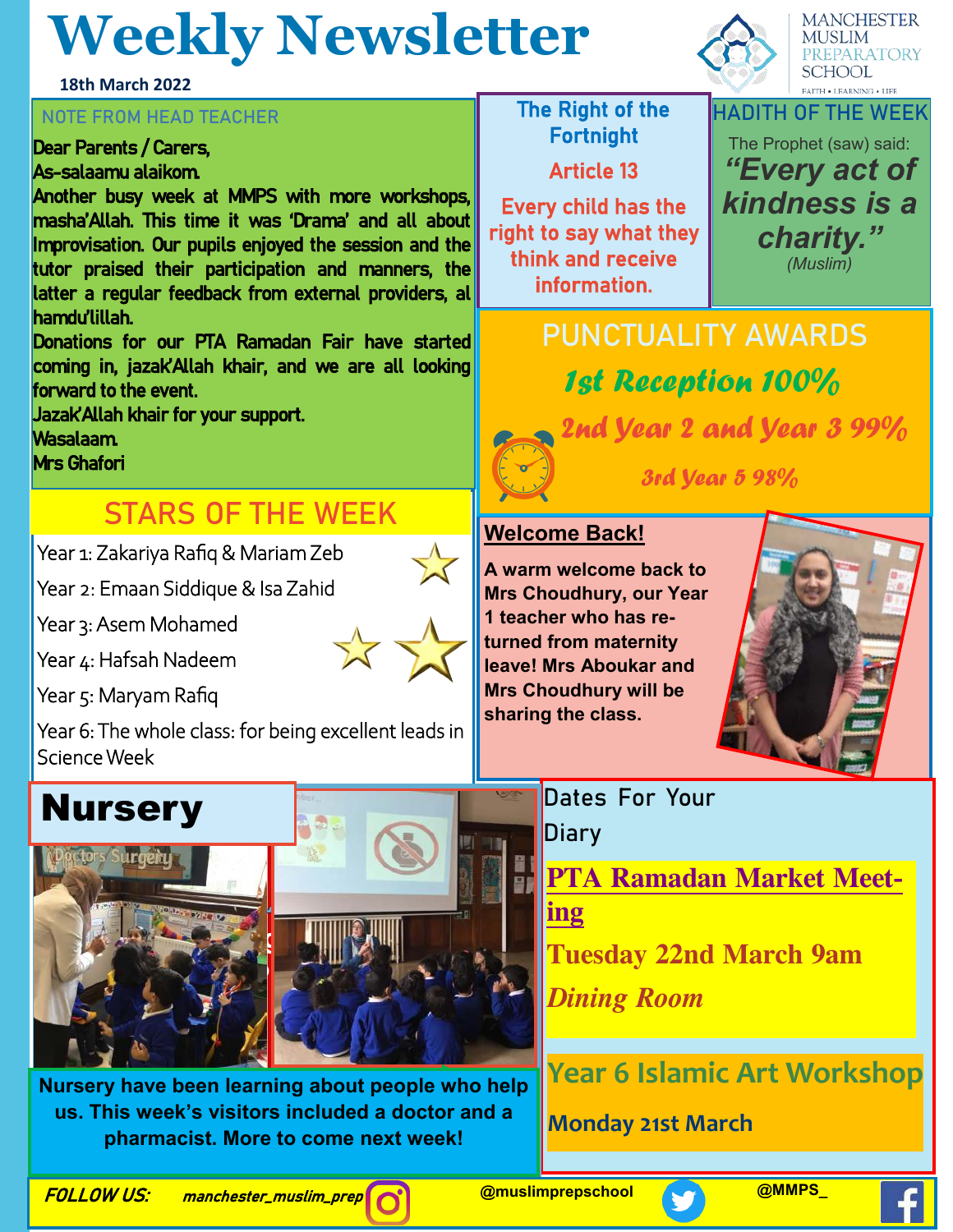# Weekly Newsletter

18th March 2022

MANCHESTER MUSLIM PREPARATORY SCHOOL

FAITH • LEARNING • LIFE

## NOTE FROM HEAD TEACHER

Dear Parents / Carers,

As-salaamu alaikom.

Another busy week at MMPS with more workshops, masha'Allah. This time it was 'Drama' and all about Improvisation. Our pupils enjoyed the session and the tutor praised their participation and manners, the latter a regular feedback from external providers, al hamdu'lillah.

Donations for our PTA Ramadan Fair have started coming in, jazak'Allah khair, and we are all looking forward to the event.

Jazak'Allah khair for your support.

Wasalaam.

Mrs Ghafori

## The Right of the Fortnight

**Article 13**

Every child has the right to say what they think and receive information.

## HADITH OF THE WEEK

The Prophet (saw) said:

***"Every act of kindness is a charity."***

*(Muslim)*

## PUNCTUALITY AWARDS

*1st Reception 100%*

*2nd Year 2 and Year 3 99%*

*3rd Year 5 98%*

## STARS OF THE WEEK

Year 1: Zakariya Rafiq & Mariam Zeb

Year 2: Emaan Siddique & Isa Zahid

Year 3: Asem Mohamed

Year 4: Hafsah Nadeem

Year 5: Maryam Rafiq

Year 6: The whole class: for being excellent leads in Science Week

## Welcome Back!

**A warm welcome back to Mrs Choudhury, our Year 1 teacher who has returned from maternity leave! Mrs Aboukar and Mrs Choudhury will be sharing the class.**

## Nursery

**Nursery have been learning about people who help us. This week's visitors included a doctor and a pharmacist. More to come next week!**

## Dates For Your Diary

**PTA Ramadan Market Meeting**

**Tuesday 22nd March 9am**

***Dining Room***

**Year 6 Islamic Art Workshop**

**Monday 21st March**

***FOLLOW US:*** *manchester_muslim_prep* @muslimprepschool @MMPS_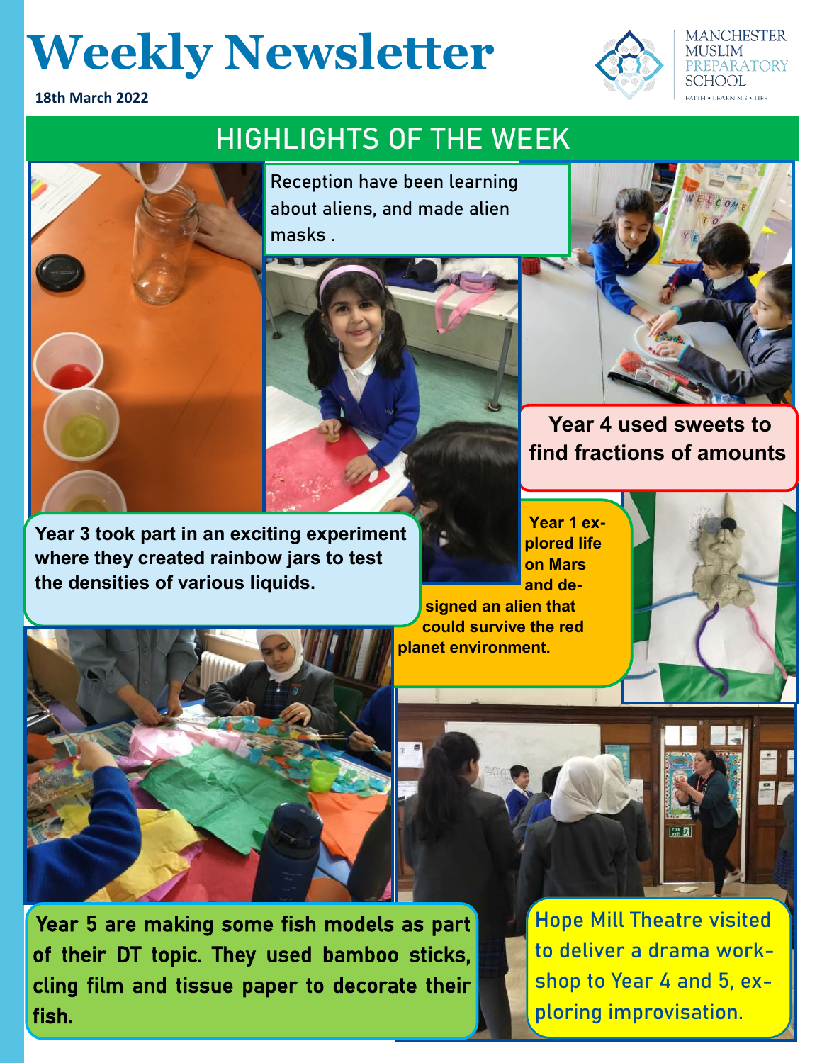# Weekly Newsletter

**18th March 2022**

MANCHESTER MUSLIM PREPARATORY SCHOOL
FAITH • LEARNING • LIFE

## HIGHLIGHTS OF THE WEEK

Reception have been learning about aliens, and made alien masks .

**Year 4 used sweets to find fractions of amounts**

**Year 3 took part in an exciting experiment where they created rainbow jars to test the densities of various liquids.**

**Year 1 explored life on Mars and designed an alien that could survive the red planet environment.**

**Year 5 are making some fish models as part of their DT topic. They used bamboo sticks, cling film and tissue paper to decorate their fish.**

Hope Mill Theatre visited to deliver a drama workshop to Year 4 and 5, exploring improvisation.